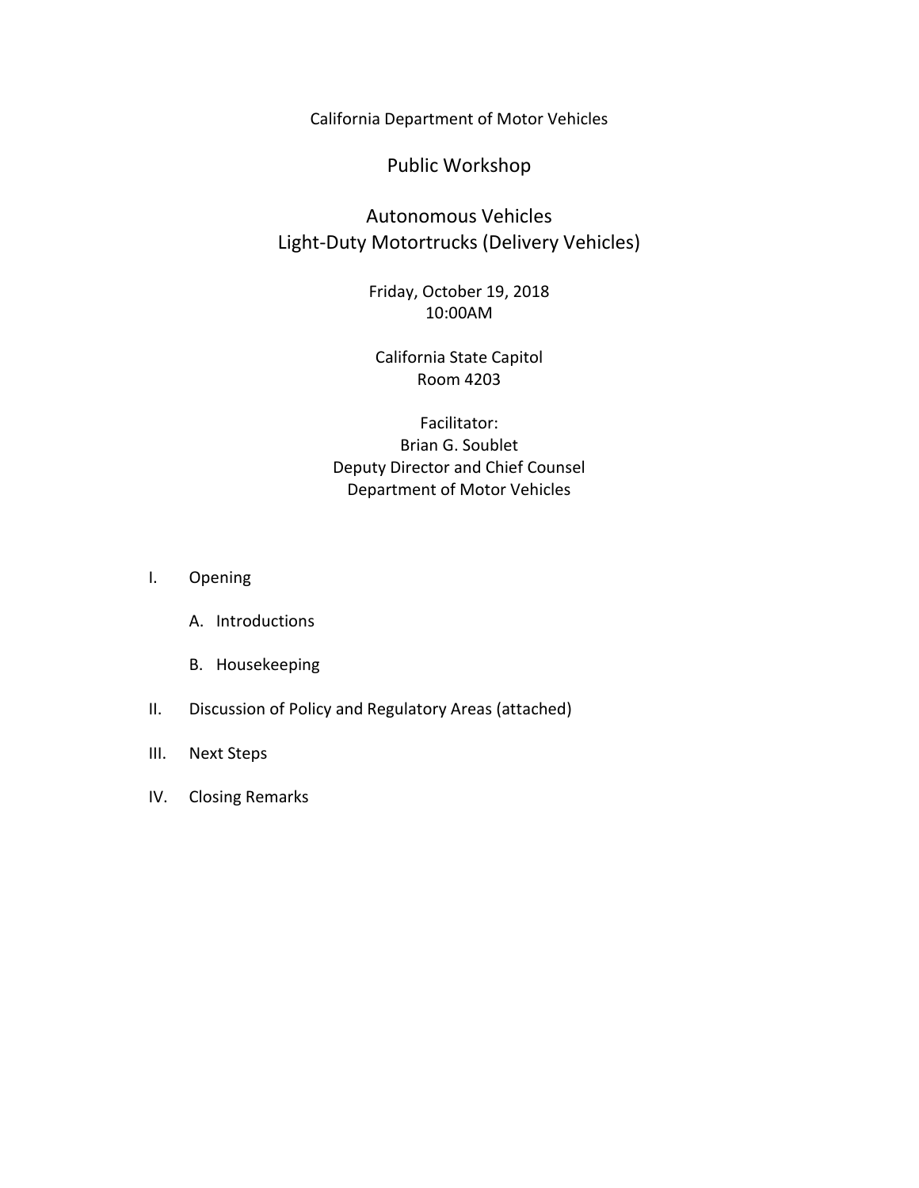California Department of Motor Vehicles

# Public Workshop

## Autonomous Vehicles
## Light-Duty Motortrucks (Delivery Vehicles)

Friday, October 19, 2018
10:00AM

California State Capitol
Room 4203

Facilitator:
Brian G. Soublet
Deputy Director and Chief Counsel
Department of Motor Vehicles

I. Opening

   A. Introductions

   B. Housekeeping

II. Discussion of Policy and Regulatory Areas (attached)

III. Next Steps

IV. Closing Remarks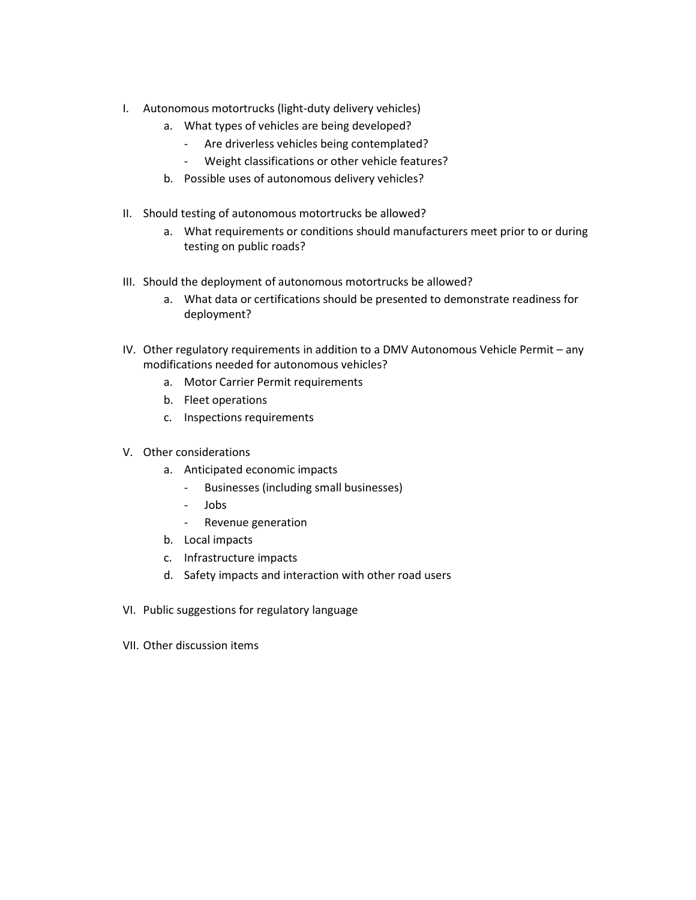I. Autonomous motortrucks (light-duty delivery vehicles)
   a. What types of vehicles are being developed?
      - Are driverless vehicles being contemplated?
      - Weight classifications or other vehicle features?
   b. Possible uses of autonomous delivery vehicles?

II. Should testing of autonomous motortrucks be allowed?
   a. What requirements or conditions should manufacturers meet prior to or during testing on public roads?

III. Should the deployment of autonomous motortrucks be allowed?
   a. What data or certifications should be presented to demonstrate readiness for deployment?

IV. Other regulatory requirements in addition to a DMV Autonomous Vehicle Permit – any modifications needed for autonomous vehicles?
   a. Motor Carrier Permit requirements
   b. Fleet operations
   c. Inspections requirements

V. Other considerations
   a. Anticipated economic impacts
      - Businesses (including small businesses)
      - Jobs
      - Revenue generation
   b. Local impacts
   c. Infrastructure impacts
   d. Safety impacts and interaction with other road users

VI. Public suggestions for regulatory language

VII. Other discussion items